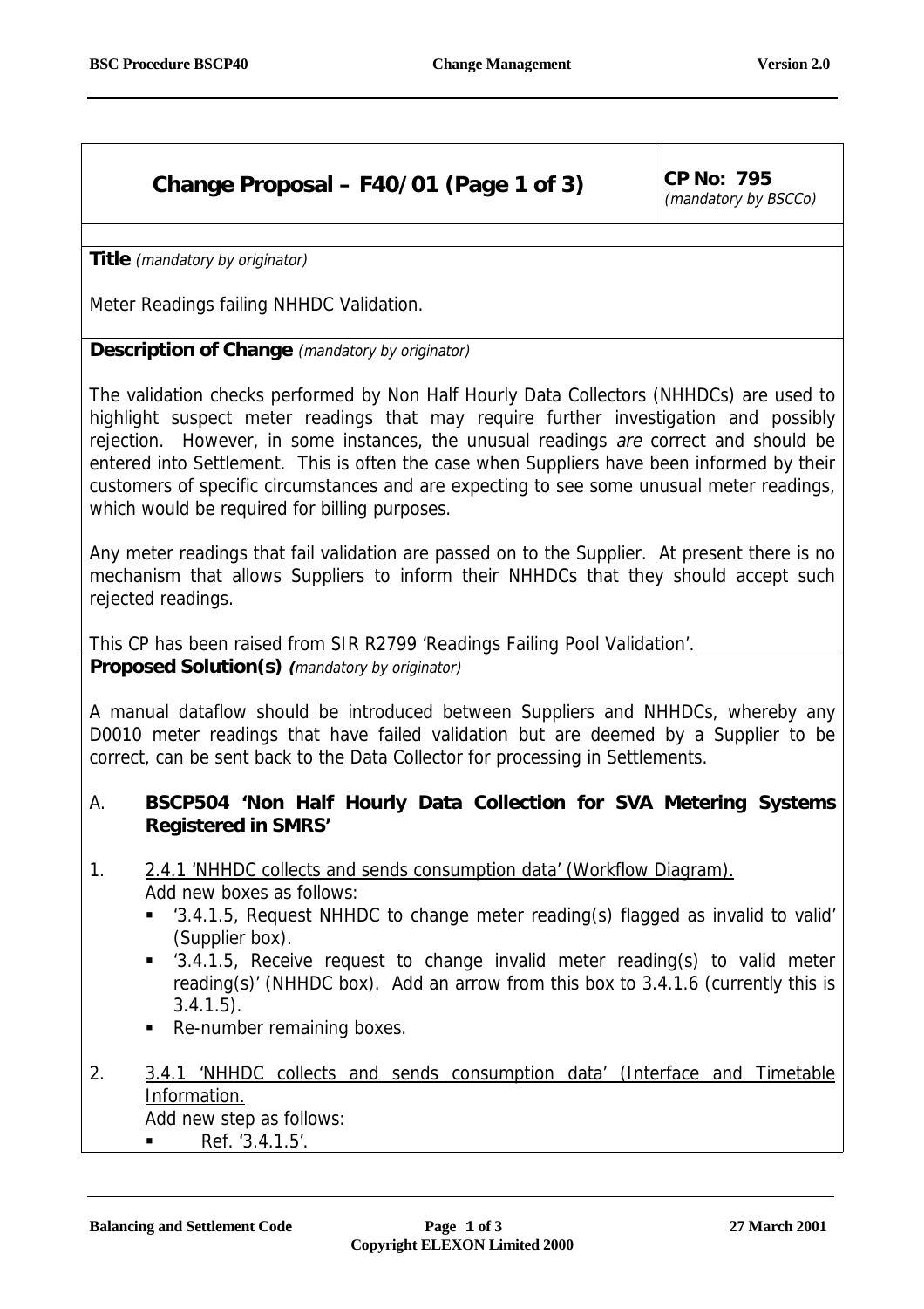# Change Proposal – F40/01 (Page 1 of 3)

**CP No: 795**
*(mandatory by BSCCo)*

**Title** *(mandatory by originator)*

Meter Readings failing NHHDC Validation.

**Description of Change** *(mandatory by originator)*

The validation checks performed by Non Half Hourly Data Collectors (NHHDCs) are used to highlight suspect meter readings that may require further investigation and possibly rejection. However, in some instances, the unusual readings *are* correct and should be entered into Settlement. This is often the case when Suppliers have been informed by their customers of specific circumstances and are expecting to see some unusual meter readings, which would be required for billing purposes.

Any meter readings that fail validation are passed on to the Supplier. At present there is no mechanism that allows Suppliers to inform their NHHDCs that they should accept such rejected readings.

This CP has been raised from SIR R2799 'Readings Failing Pool Validation'.

**Proposed Solution(s)** *(mandatory by originator)*

A manual dataflow should be introduced between Suppliers and NHHDCs, whereby any D0010 meter readings that have failed validation but are deemed by a Supplier to be correct, can be sent back to the Data Collector for processing in Settlements.

A. **BSCP504 'Non Half Hourly Data Collection for SVA Metering Systems Registered in SMRS'**

1. 2.4.1 'NHHDC collects and sends consumption data' (Workflow Diagram).
   Add new boxes as follows:
   - '3.4.1.5, Request NHHDC to change meter reading(s) flagged as invalid to valid' (Supplier box).
   - '3.4.1.5, Receive request to change invalid meter reading(s) to valid meter reading(s)' (NHHDC box). Add an arrow from this box to 3.4.1.6 (currently this is 3.4.1.5).
   - Re-number remaining boxes.

2. 3.4.1 'NHHDC collects and sends consumption data' (Interface and Timetable Information.
   Add new step as follows:
   - Ref. '3.4.1.5'.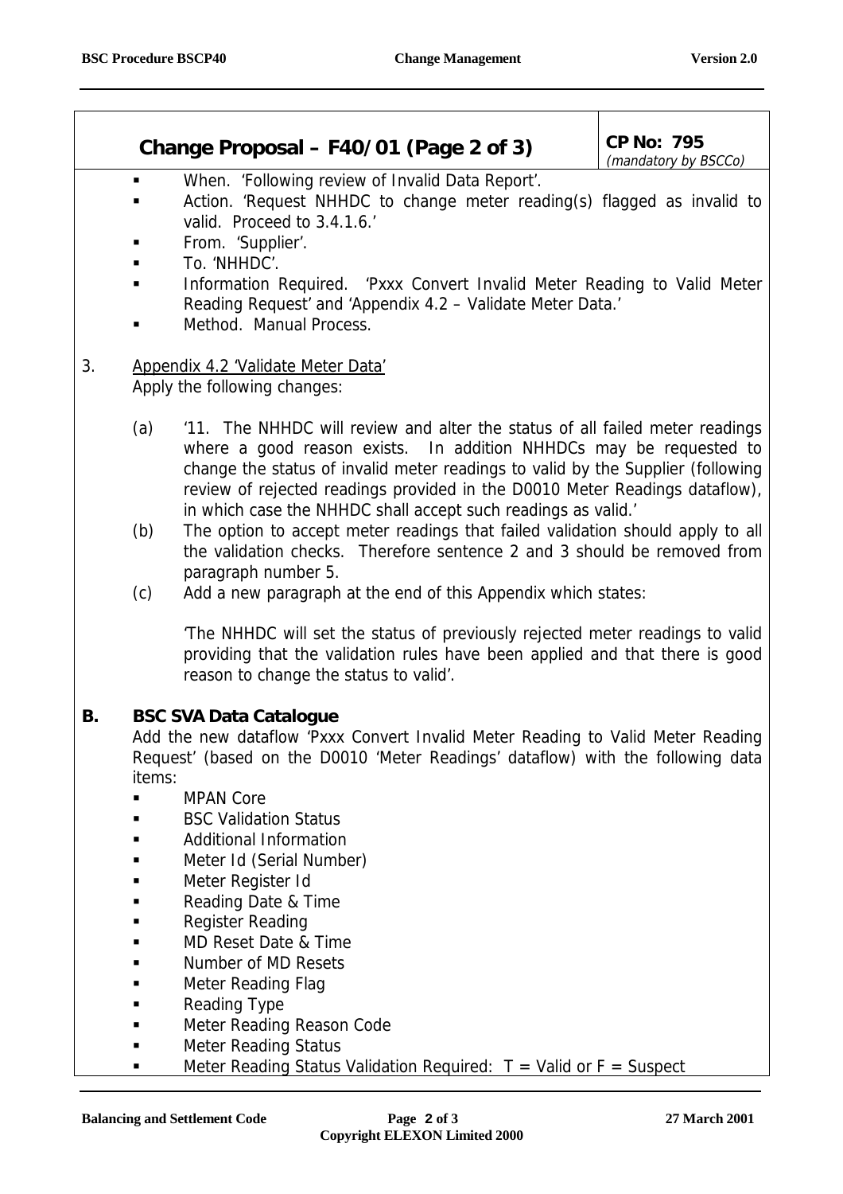## Change Proposal – F40/01 (Page 2 of 3)

**CP No: 795** *(mandatory by BSCCo)*

- When. 'Following review of Invalid Data Report'.
- Action. 'Request NHHDC to change meter reading(s) flagged as invalid to valid. Proceed to 3.4.1.6.'
- From. 'Supplier'.
- To. 'NHHDC'.
- Information Required. 'Pxxx Convert Invalid Meter Reading to Valid Meter Reading Request' and 'Appendix 4.2 – Validate Meter Data.'
- Method. Manual Process.

3. Appendix 4.2 'Validate Meter Data'
   Apply the following changes:

   (a) '11. The NHHDC will review and alter the status of all failed meter readings where a good reason exists. In addition NHHDCs may be requested to change the status of invalid meter readings to valid by the Supplier (following review of rejected readings provided in the D0010 Meter Readings dataflow), in which case the NHHDC shall accept such readings as valid.'

   (b) The option to accept meter readings that failed validation should apply to all the validation checks. Therefore sentence 2 and 3 should be removed from paragraph number 5.

   (c) Add a new paragraph at the end of this Appendix which states:

   'The NHHDC will set the status of previously rejected meter readings to valid providing that the validation rules have been applied and that there is good reason to change the status to valid'.

**B. BSC SVA Data Catalogue**

Add the new dataflow 'Pxxx Convert Invalid Meter Reading to Valid Meter Reading Request' (based on the D0010 'Meter Readings' dataflow) with the following data items:

- MPAN Core
- BSC Validation Status
- Additional Information
- Meter Id (Serial Number)
- Meter Register Id
- Reading Date & Time
- Register Reading
- MD Reset Date & Time
- Number of MD Resets
- Meter Reading Flag
- Reading Type
- Meter Reading Reason Code
- Meter Reading Status
- Meter Reading Status Validation Required: T = Valid or F = Suspect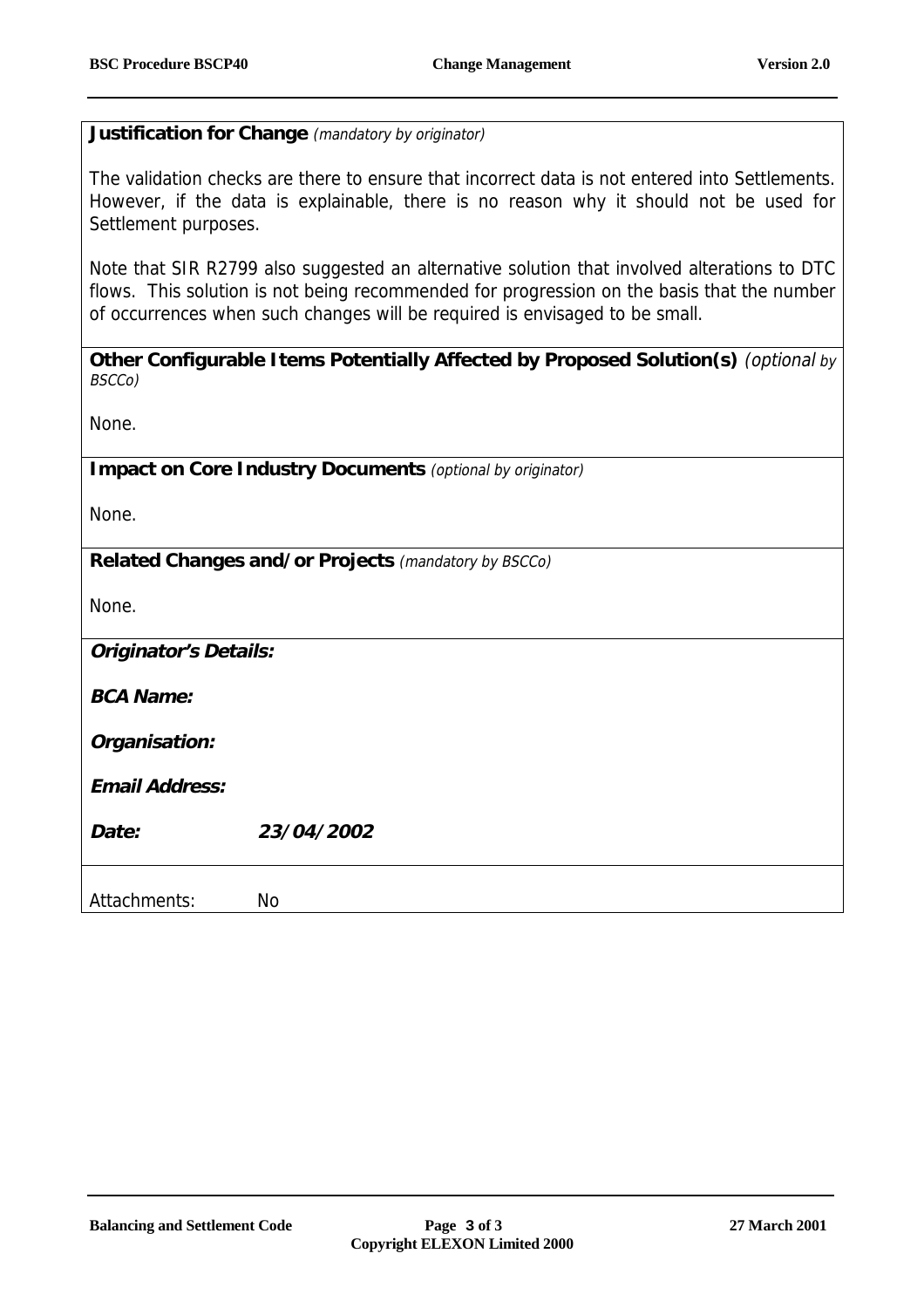**Justification for Change** *(mandatory by originator)*

The validation checks are there to ensure that incorrect data is not entered into Settlements. However, if the data is explainable, there is no reason why it should not be used for Settlement purposes.

Note that SIR R2799 also suggested an alternative solution that involved alterations to DTC flows. This solution is not being recommended for progression on the basis that the number of occurrences when such changes will be required is envisaged to be small.

**Other Configurable Items Potentially Affected by Proposed Solution(s)** *(optional by BSCCo)*

None.

**Impact on Core Industry Documents** *(optional by originator)*

None.

**Related Changes and/or Projects** *(mandatory by BSCCo)*

None.

***Originator's Details:***

***BCA Name:***

***Organisation:***

***Email Address:***

***Date:*** ***23/04/2002***

Attachments: No